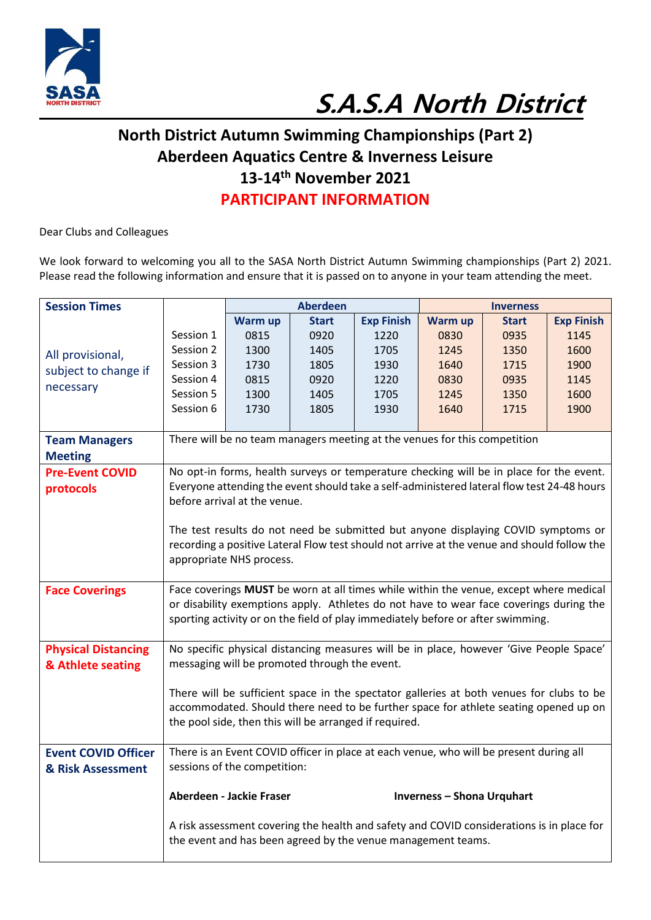# S.A.S.A North District

## North District Autumn Swimming Championships (Part 2)
## Aberdeen Aquatics Centre & Inverness Leisure
## 13-14th November 2021
## PARTICIPANT INFORMATION

Dear Clubs and Colleagues

We look forward to welcoming you all to the SASA North District Autumn Swimming championships (Part 2) 2021. Please read the following information and ensure that it is passed on to anyone in your team attending the meet.

| Session Times | | Aberdeen | | | Inverness | | |
|---|---|---|---|---|---|---|---|
| | | **Warm up** | **Start** | **Exp Finish** | **Warm up** | **Start** | **Exp Finish** |
| All provisional, subject to change if necessary | Session 1 | 0815 | 0920 | 1220 | 0830 | 0935 | 1145 |
| | Session 2 | 1300 | 1405 | 1705 | 1245 | 1350 | 1600 |
| | Session 3 | 1730 | 1805 | 1930 | 1640 | 1715 | 1900 |
| | Session 4 | 0815 | 0920 | 1220 | 0830 | 0935 | 1145 |
| | Session 5 | 1300 | 1405 | 1705 | 1245 | 1350 | 1600 |
| | Session 6 | 1730 | 1805 | 1930 | 1640 | 1715 | 1900 |

| | |
|---|---|
| **Team Managers Meeting** | There will be no team managers meeting at the venues for this competition |
| **Pre-Event COVID protocols** | No opt-in forms, health surveys or temperature checking will be in place for the event. Everyone attending the event should take a self-administered lateral flow test 24-48 hours before arrival at the venue.<br><br>The test results do not need be submitted but anyone displaying COVID symptoms or recording a positive Lateral Flow test should not arrive at the venue and should follow the appropriate NHS process. |
| **Face Coverings** | Face coverings **MUST** be worn at all times while within the venue, except where medical or disability exemptions apply. Athletes do not have to wear face coverings during the sporting activity or on the field of play immediately before or after swimming. |
| **Physical Distancing & Athlete seating** | No specific physical distancing measures will be in place, however 'Give People Space' messaging will be promoted through the event.<br><br>There will be sufficient space in the spectator galleries at both venues for clubs to be accommodated. Should there need to be further space for athlete seating opened up on the pool side, then this will be arranged if required. |
| **Event COVID Officer & Risk Assessment** | There is an Event COVID officer in place at each venue, who will be present during all sessions of the competition:<br><br>**Aberdeen - Jackie Fraser** **Inverness – Shona Urquhart**<br><br>A risk assessment covering the health and safety and COVID considerations is in place for the event and has been agreed by the venue management teams. |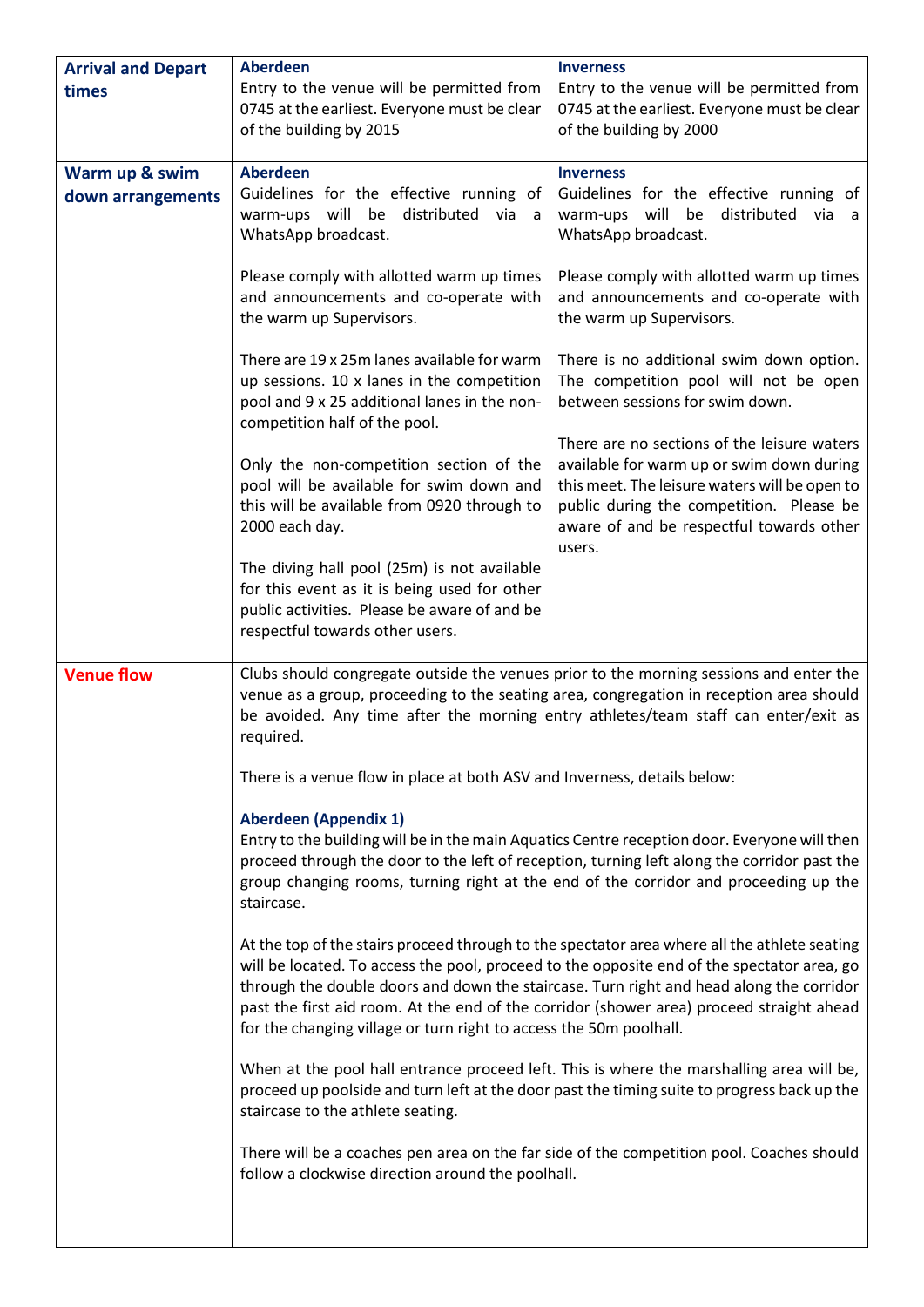| | | |
|---|---|---|
| **Arrival and Depart times** | **Aberdeen**<br>Entry to the venue will be permitted from 0745 at the earliest. Everyone must be clear of the building by 2015 | **Inverness**<br>Entry to the venue will be permitted from 0745 at the earliest. Everyone must be clear of the building by 2000 |
| **Warm up & swim down arrangements** | **Aberdeen**<br>Guidelines for the effective running of warm-ups will be distributed via a WhatsApp broadcast.<br><br>Please comply with allotted warm up times and announcements and co-operate with the warm up Supervisors.<br><br>There are 19 x 25m lanes available for warm up sessions. 10 x lanes in the competition pool and 9 x 25 additional lanes in the non-competition half of the pool.<br><br>Only the non-competition section of the pool will be available for swim down and this will be available from 0920 through to 2000 each day.<br><br>The diving hall pool (25m) is not available for this event as it is being used for other public activities. Please be aware of and be respectful towards other users. | **Inverness**<br>Guidelines for the effective running of warm-ups will be distributed via a WhatsApp broadcast.<br><br>Please comply with allotted warm up times and announcements and co-operate with the warm up Supervisors.<br><br>There is no additional swim down option. The competition pool will not be open between sessions for swim down.<br><br>There are no sections of the leisure waters available for warm up or swim down during this meet. The leisure waters will be open to public during the competition. Please be aware of and be respectful towards other users. |
| **Venue flow** | Clubs should congregate outside the venues prior to the morning sessions and enter the venue as a group, proceeding to the seating area, congregation in reception area should be avoided. Any time after the morning entry athletes/team staff can enter/exit as required.<br><br>There is a venue flow in place at both ASV and Inverness, details below:<br><br>**Aberdeen (Appendix 1)**<br>Entry to the building will be in the main Aquatics Centre reception door. Everyone will then proceed through the door to the left of reception, turning left along the corridor past the group changing rooms, turning right at the end of the corridor and proceeding up the staircase.<br><br>At the top of the stairs proceed through to the spectator area where all the athlete seating will be located. To access the pool, proceed to the opposite end of the spectator area, go through the double doors and down the staircase. Turn right and head along the corridor past the first aid room. At the end of the corridor (shower area) proceed straight ahead for the changing village or turn right to access the 50m poolhall.<br><br>When at the pool hall entrance proceed left. This is where the marshalling area will be, proceed up poolside and turn left at the door past the timing suite to progress back up the staircase to the athlete seating.<br><br>There will be a coaches pen area on the far side of the competition pool. Coaches should follow a clockwise direction around the poolhall. | |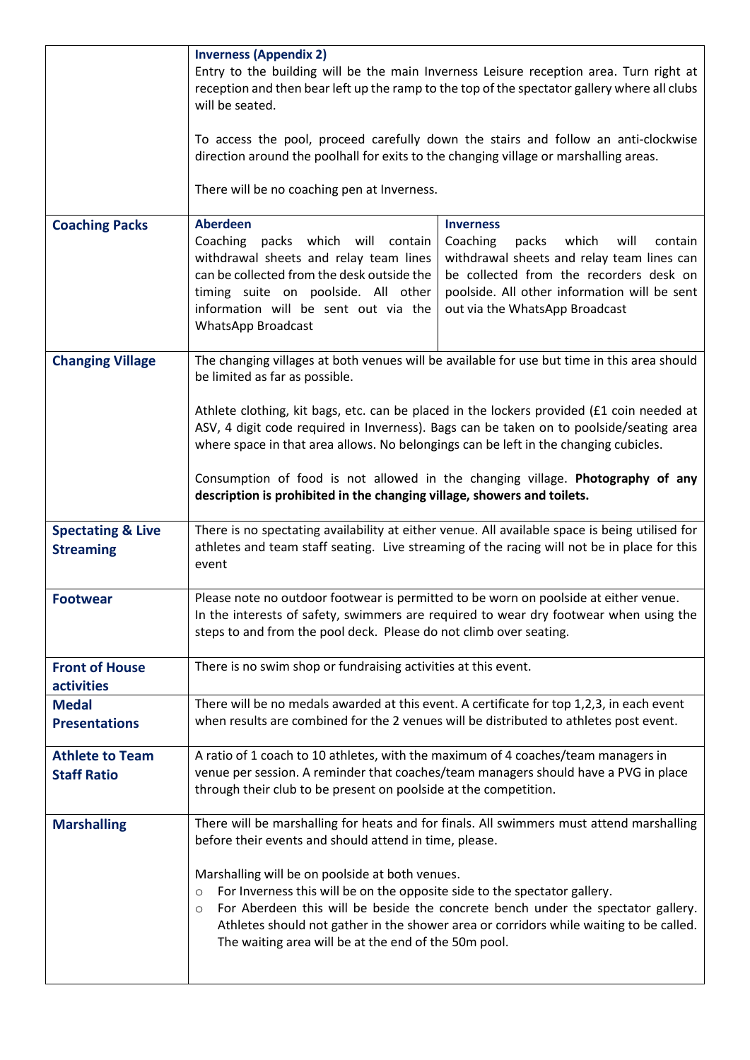| | | |
|---|---|---|
| | **Inverness (Appendix 2)**<br>Entry to the building will be the main Inverness Leisure reception area. Turn right at reception and then bear left up the ramp to the top of the spectator gallery where all clubs will be seated.<br><br>To access the pool, proceed carefully down the stairs and follow an anti-clockwise direction around the poolhall for exits to the changing village or marshalling areas.<br><br>There will be no coaching pen at Inverness. | |
| **Coaching Packs** | **Aberdeen**<br>Coaching packs which will contain withdrawal sheets and relay team lines can be collected from the desk outside the timing suite on poolside. All other information will be sent out via the WhatsApp Broadcast | **Inverness**<br>Coaching packs which will contain withdrawal sheets and relay team lines can be collected from the recorders desk on poolside. All other information will be sent out via the WhatsApp Broadcast |
| **Changing Village** | The changing villages at both venues will be available for use but time in this area should be limited as far as possible.<br><br>Athlete clothing, kit bags, etc. can be placed in the lockers provided (£1 coin needed at ASV, 4 digit code required in Inverness). Bags can be taken on to poolside/seating area where space in that area allows. No belongings can be left in the changing cubicles.<br><br>Consumption of food is not allowed in the changing village. **Photography of any description is prohibited in the changing village, showers and toilets.** | |
| **Spectating & Live Streaming** | There is no spectating availability at either venue. All available space is being utilised for athletes and team staff seating. Live streaming of the racing will not be in place for this event | |
| **Footwear** | Please note no outdoor footwear is permitted to be worn on poolside at either venue. In the interests of safety, swimmers are required to wear dry footwear when using the steps to and from the pool deck. Please do not climb over seating. | |
| **Front of House activities** | There is no swim shop or fundraising activities at this event. | |
| **Medal Presentations** | There will be no medals awarded at this event. A certificate for top 1,2,3, in each event when results are combined for the 2 venues will be distributed to athletes post event. | |
| **Athlete to Team Staff Ratio** | A ratio of 1 coach to 10 athletes, with the maximum of 4 coaches/team managers in venue per session. A reminder that coaches/team managers should have a PVG in place through their club to be present on poolside at the competition. | |
| **Marshalling** | There will be marshalling for heats and for finals. All swimmers must attend marshalling before their events and should attend in time, please.<br><br>Marshalling will be on poolside at both venues.<br>○ For Inverness this will be on the opposite side to the spectator gallery.<br>○ For Aberdeen this will be beside the concrete bench under the spectator gallery. Athletes should not gather in the shower area or corridors while waiting to be called. The waiting area will be at the end of the 50m pool. | |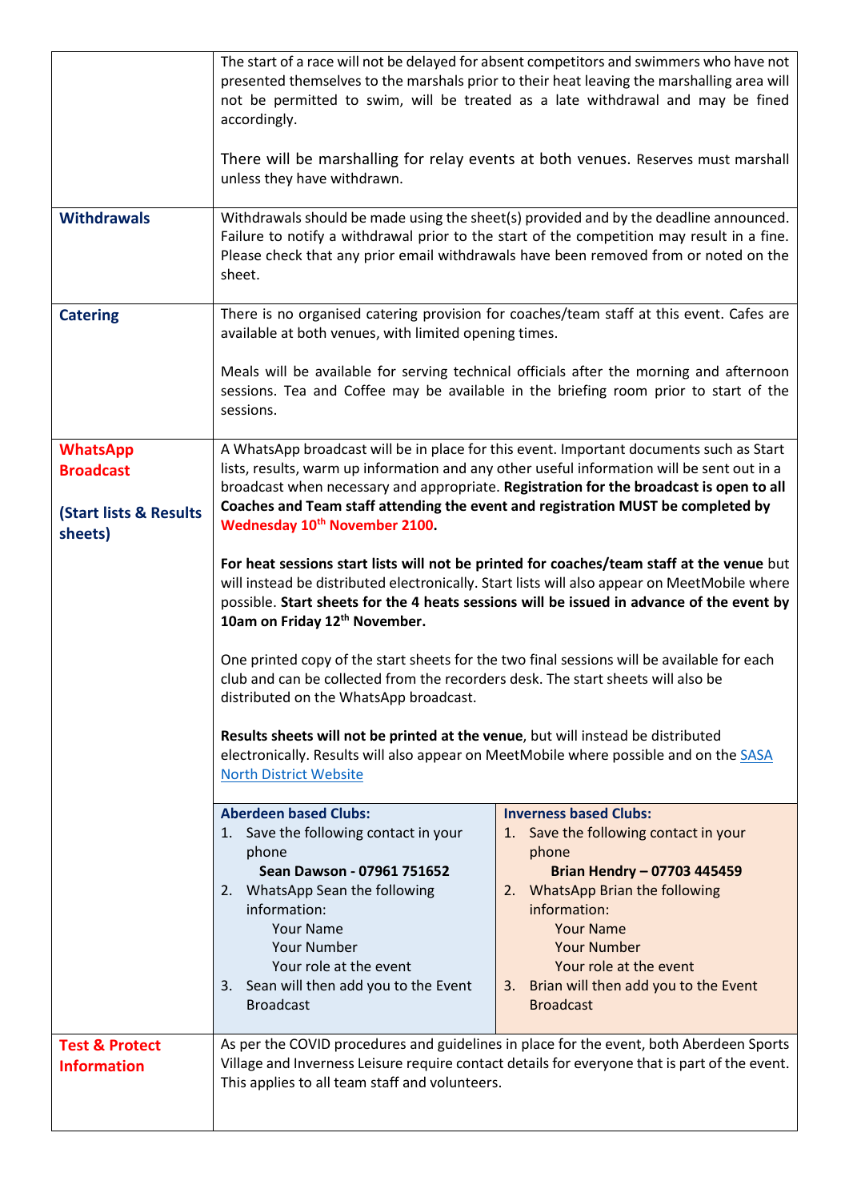| | |
|---|---|
| | The start of a race will not be delayed for absent competitors and swimmers who have not presented themselves to the marshals prior to their heat leaving the marshalling area will not be permitted to swim, will be treated as a late withdrawal and may be fined accordingly.<br><br>There will be marshalling for relay events at both venues. Reserves must marshall unless they have withdrawn. |
| **Withdrawals** | Withdrawals should be made using the sheet(s) provided and by the deadline announced. Failure to notify a withdrawal prior to the start of the competition may result in a fine. Please check that any prior email withdrawals have been removed from or noted on the sheet. |
| **Catering** | There is no organised catering provision for coaches/team staff at this event. Cafes are available at both venues, with limited opening times.<br><br>Meals will be available for serving technical officials after the morning and afternoon sessions. Tea and Coffee may be available in the briefing room prior to start of the sessions. |
| **WhatsApp Broadcast**<br><br>**(Start lists & Results sheets)** | A WhatsApp broadcast will be in place for this event. Important documents such as Start lists, results, warm up information and any other useful information will be sent out in a broadcast when necessary and appropriate. **Registration for the broadcast is open to all Coaches and Team staff attending the event and registration MUST be completed by Wednesday 10th November 2100.**<br><br>**For heat sessions start lists will not be printed for coaches/team staff at the venue** but will instead be distributed electronically. Start lists will also appear on MeetMobile where possible. **Start sheets for the 4 heats sessions will be issued in advance of the event by 10am on Friday 12th November.**<br><br>One printed copy of the start sheets for the two final sessions will be available for each club and can be collected from the recorders desk. The start sheets will also be distributed on the WhatsApp broadcast.<br><br>**Results sheets will not be printed at the venue**, but will instead be distributed electronically. Results will also appear on MeetMobile where possible and on the [SASA North District Website]()<br><br>**Aberdeen based Clubs:**<br>1. Save the following contact in your phone<br>**Sean Dawson - 07961 751652**<br>2. WhatsApp Sean the following information:<br>Your Name<br>Your Number<br>Your role at the event<br>3. Sean will then add you to the Event Broadcast<br><br>**Inverness based Clubs:**<br>1. Save the following contact in your phone<br>**Brian Hendry – 07703 445459**<br>2. WhatsApp Brian the following information:<br>Your Name<br>Your Number<br>Your role at the event<br>3. Brian will then add you to the Event Broadcast |
| **Test & Protect Information** | As per the COVID procedures and guidelines in place for the event, both Aberdeen Sports Village and Inverness Leisure require contact details for everyone that is part of the event. This applies to all team staff and volunteers. |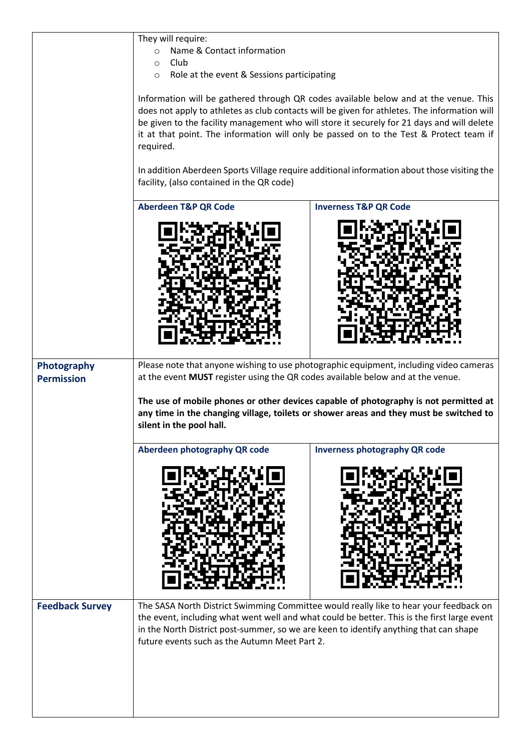| | | |
|---|---|---|
| | They will require:<br>○ Name & Contact information<br>○ Club<br>○ Role at the event & Sessions participating<br><br>Information will be gathered through QR codes available below and at the venue. This does not apply to athletes as club contacts will be given for athletes. The information will be given to the facility management who will store it securely for 21 days and will delete it at that point. The information will only be passed on to the Test & Protect team if required.<br><br>In addition Aberdeen Sports Village require additional information about those visiting the facility, (also contained in the QR code) | |
| | **Aberdeen T&P QR Code** | **Inverness T&P QR Code** |
| **Photography Permission** | Please note that anyone wishing to use photographic equipment, including video cameras at the event **MUST** register using the QR codes available below and at the venue.<br><br>**The use of mobile phones or other devices capable of photography is not permitted at any time in the changing village, toilets or shower areas and they must be switched to silent in the pool hall.** | |
| | **Aberdeen photography QR code** | **Inverness photography QR code** |
| **Feedback Survey** | The SASA North District Swimming Committee would really like to hear your feedback on the event, including what went well and what could be better. This is the first large event in the North District post-summer, so we are keen to identify anything that can shape future events such as the Autumn Meet Part 2. | |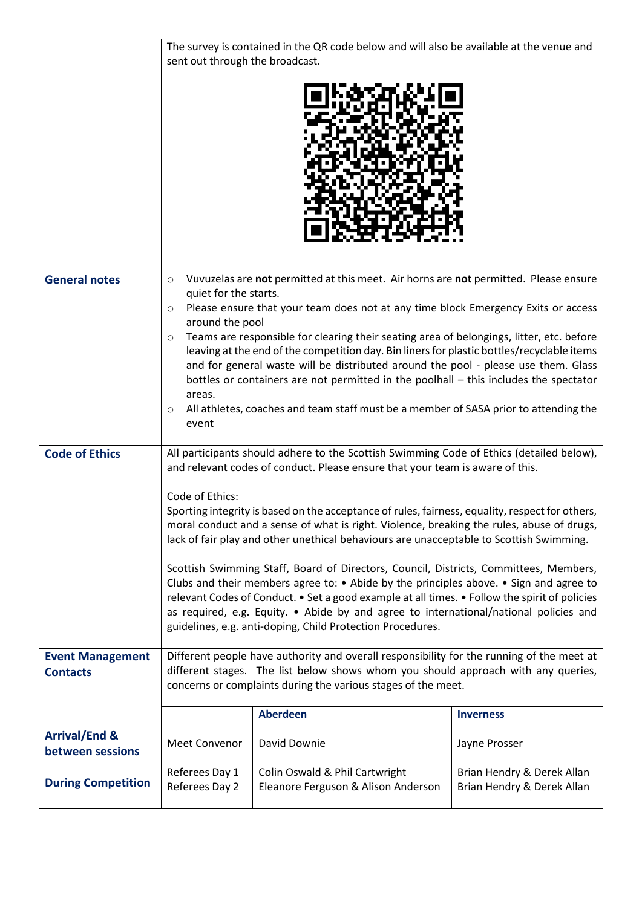The survey is contained in the QR code below and will also be available at the venue and sent out through the broadcast.

## General notes

- Vuvuzelas are **not** permitted at this meet. Air horns are **not** permitted. Please ensure quiet for the starts.
- Please ensure that your team does not at any time block Emergency Exits or access around the pool
- Teams are responsible for clearing their seating area of belongings, litter, etc. before leaving at the end of the competition day. Bin liners for plastic bottles/recyclable items and for general waste will be distributed around the pool - please use them. Glass bottles or containers are not permitted in the poolhall – this includes the spectator areas.
- All athletes, coaches and team staff must be a member of SASA prior to attending the event

## Code of Ethics

All participants should adhere to the Scottish Swimming Code of Ethics (detailed below), and relevant codes of conduct. Please ensure that your team is aware of this.

Code of Ethics:
Sporting integrity is based on the acceptance of rules, fairness, equality, respect for others, moral conduct and a sense of what is right. Violence, breaking the rules, abuse of drugs, lack of fair play and other unethical behaviours are unacceptable to Scottish Swimming.

Scottish Swimming Staff, Board of Directors, Council, Districts, Committees, Members, Clubs and their members agree to: • Abide by the principles above. • Sign and agree to relevant Codes of Conduct. • Set a good example at all times. • Follow the spirit of policies as required, e.g. Equity. • Abide by and agree to international/national policies and guidelines, e.g. anti-doping, Child Protection Procedures.

## Event Management Contacts

Different people have authority and overall responsibility for the running of the meet at different stages. The list below shows whom you should approach with any queries, concerns or complaints during the various stages of the meet.

| | | Aberdeen | Inverness |
|---|---|---|---|
| **Arrival/End & between sessions** | Meet Convenor | David Downie | Jayne Prosser |
| **During Competition** | Referees Day 1 | Colin Oswald & Phil Cartwright | Brian Hendry & Derek Allan |
| | Referees Day 2 | Eleanore Ferguson & Alison Anderson | Brian Hendry & Derek Allan |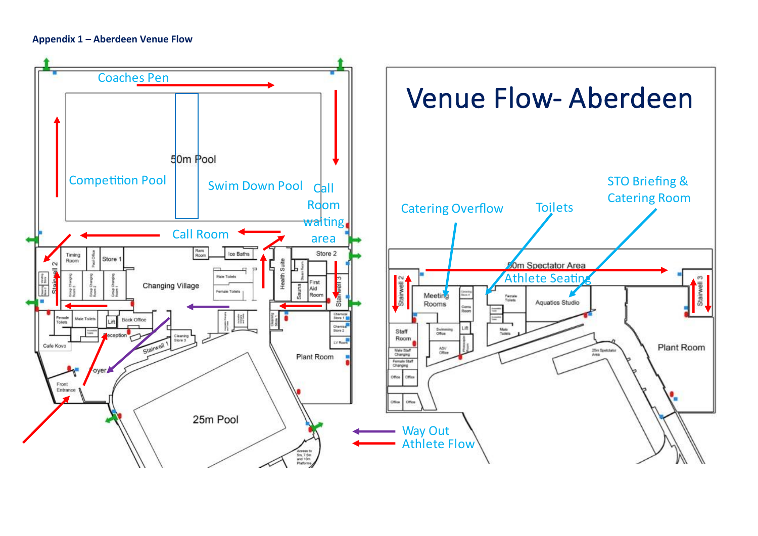**Appendix 1 – Aberdeen Venue Flow**

# Venue Flow- Aberdeen

Coaches Pen

Competition Pool

50m Pool

Swim Down Pool

Call Room waiting area

Call Room

Timing Room

Pool Office

Store 1

Ram Room

Ice Baths

Store 2

Stairwell 2

Changing Village

Health Suite

Steam Room

Sauna

First Aid Room

Stairwell 3

Group Changing Room 3

Group Changing Room 2

Group Changing Room 1

Male Toilets

Female Toilets

Female Toilets

Male Toilets

Lift

Back Office

Reception

Cleaning Store 3

Cleaning Store 4

Chemical Store 1

Chemical Store 2

LV Room

Plant Room

Cafe Kovo

Foyer

Stairwell 1

Front Entrance

25m Pool

Access to 5m, 7.5m and 10m Platforms

Catering Overflow

Toilets

STO Briefing & Catering Room

50m Spectator Area

Athlete Seating

Stairwell 2

Stairwell 3

Meeting Rooms

Cleaning Store 4

Comms Room

Female Toilets

Aquatics Studio

Staff Room

Swimming Office

Lift

ASV Office

Male Toilets

Male Staff Changing

Female Staff Changing

Office

Office

Office

Office

25m Spectator Area

Plant Room

Way Out

Athlete Flow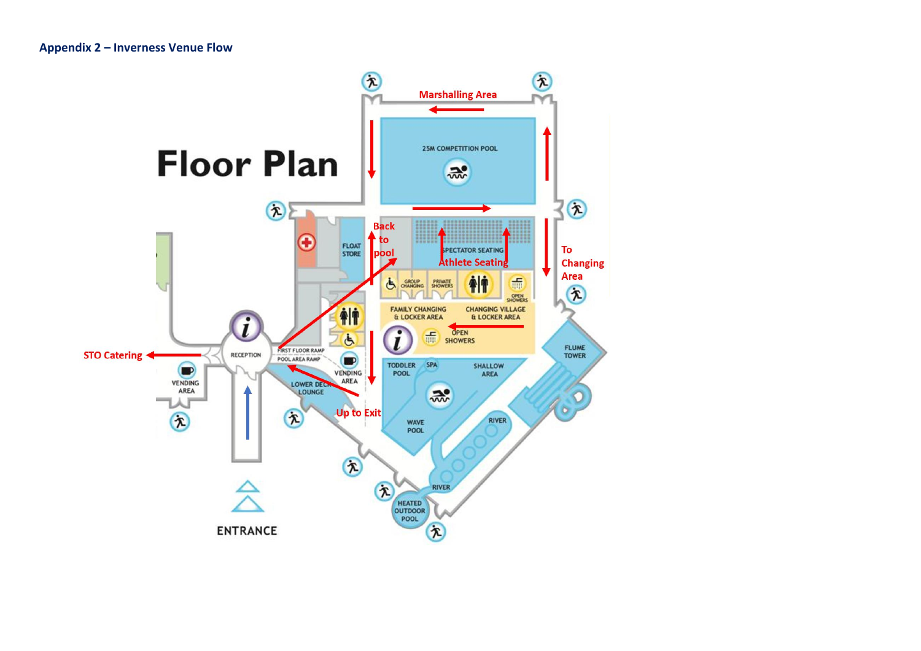## Appendix 2 – Inverness Venue Flow

Floor Plan

Marshalling Area

25M COMPETITION POOL

Back to pool

SPECTATOR SEATING

Athlete Seating

To Changing Area

FLOAT STORE

GROUP CHANGING

PRIVATE SHOWERS

OPEN SHOWERS

FAMILY CHANGING & LOCKER AREA

CHANGING VILLAGE & LOCKER AREA

OPEN SHOWERS

FLUME TOWER

STO Catering

RECEPTION

FIRST FLOOR RAMP

POOL AREA RAMP

VENDING AREA

VENDING AREA

LOWER DECK LOUNGE

Up to Exit

TODDLER POOL

SPA

SHALLOW AREA

WAVE POOL

RIVER

RIVER

HEATED OUTDOOR POOL

ENTRANCE